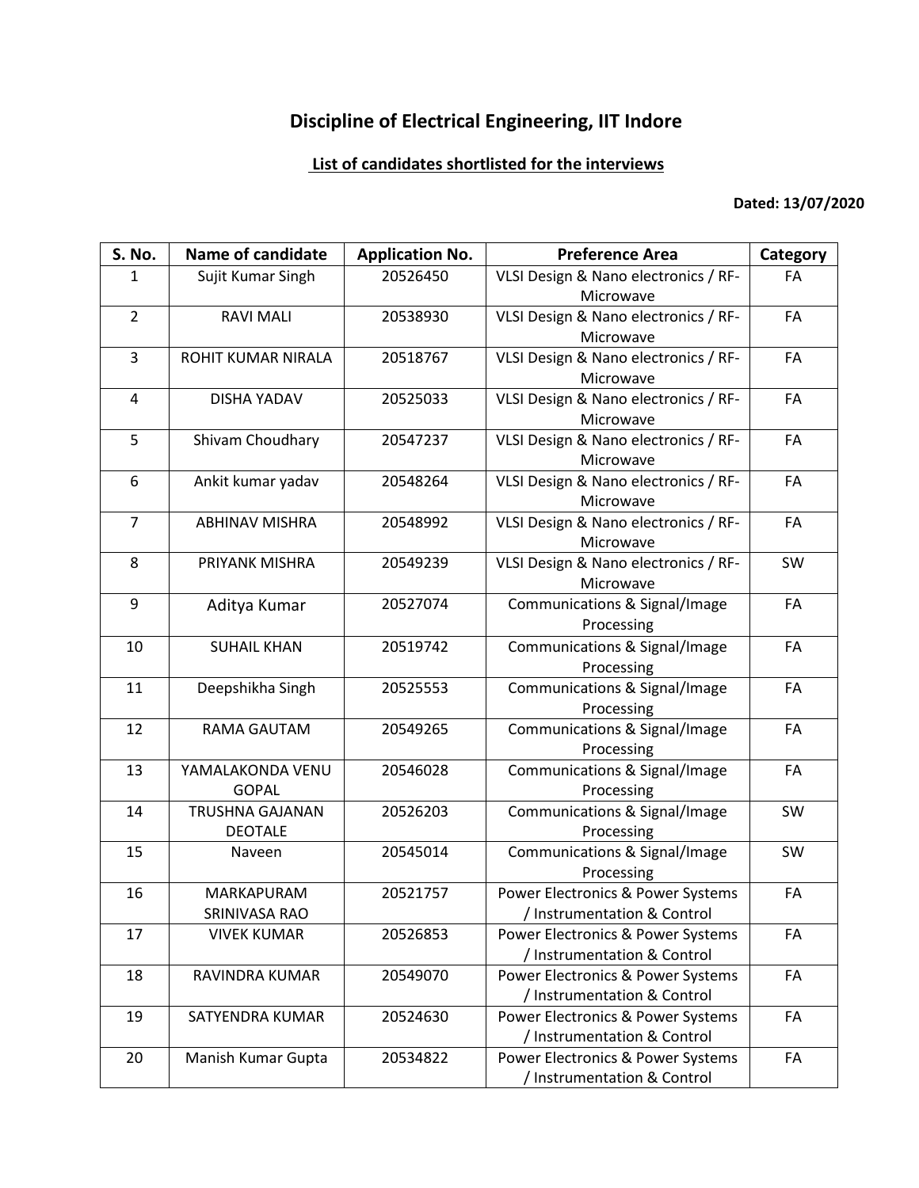# Discipline of Electrical Engineering, IIT Indore

## List of candidates shortlisted for the interviews

**Dated: 13/07/2020**

| S. No. | Name of candidate | Application No. | Preference Area | Category |
|---|---|---|---|---|
| 1 | Sujit Kumar Singh | 20526450 | VLSI Design & Nano electronics / RF-Microwave | FA |
| 2 | RAVI MALI | 20538930 | VLSI Design & Nano electronics / RF-Microwave | FA |
| 3 | ROHIT KUMAR NIRALA | 20518767 | VLSI Design & Nano electronics / RF-Microwave | FA |
| 4 | DISHA YADAV | 20525033 | VLSI Design & Nano electronics / RF-Microwave | FA |
| 5 | Shivam Choudhary | 20547237 | VLSI Design & Nano electronics / RF-Microwave | FA |
| 6 | Ankit kumar yadav | 20548264 | VLSI Design & Nano electronics / RF-Microwave | FA |
| 7 | ABHINAV MISHRA | 20548992 | VLSI Design & Nano electronics / RF-Microwave | FA |
| 8 | PRIYANK MISHRA | 20549239 | VLSI Design & Nano electronics / RF-Microwave | SW |
| 9 | Aditya Kumar | 20527074 | Communications & Signal/Image Processing | FA |
| 10 | SUHAIL KHAN | 20519742 | Communications & Signal/Image Processing | FA |
| 11 | Deepshikha Singh | 20525553 | Communications & Signal/Image Processing | FA |
| 12 | RAMA GAUTAM | 20549265 | Communications & Signal/Image Processing | FA |
| 13 | YAMALAKONDA VENU GOPAL | 20546028 | Communications & Signal/Image Processing | FA |
| 14 | TRUSHNA GAJANAN DEOTALE | 20526203 | Communications & Signal/Image Processing | SW |
| 15 | Naveen | 20545014 | Communications & Signal/Image Processing | SW |
| 16 | MARKAPURAM SRINIVASA RAO | 20521757 | Power Electronics & Power Systems / Instrumentation & Control | FA |
| 17 | VIVEK KUMAR | 20526853 | Power Electronics & Power Systems / Instrumentation & Control | FA |
| 18 | RAVINDRA KUMAR | 20549070 | Power Electronics & Power Systems / Instrumentation & Control | FA |
| 19 | SATYENDRA KUMAR | 20524630 | Power Electronics & Power Systems / Instrumentation & Control | FA |
| 20 | Manish Kumar Gupta | 20534822 | Power Electronics & Power Systems / Instrumentation & Control | FA |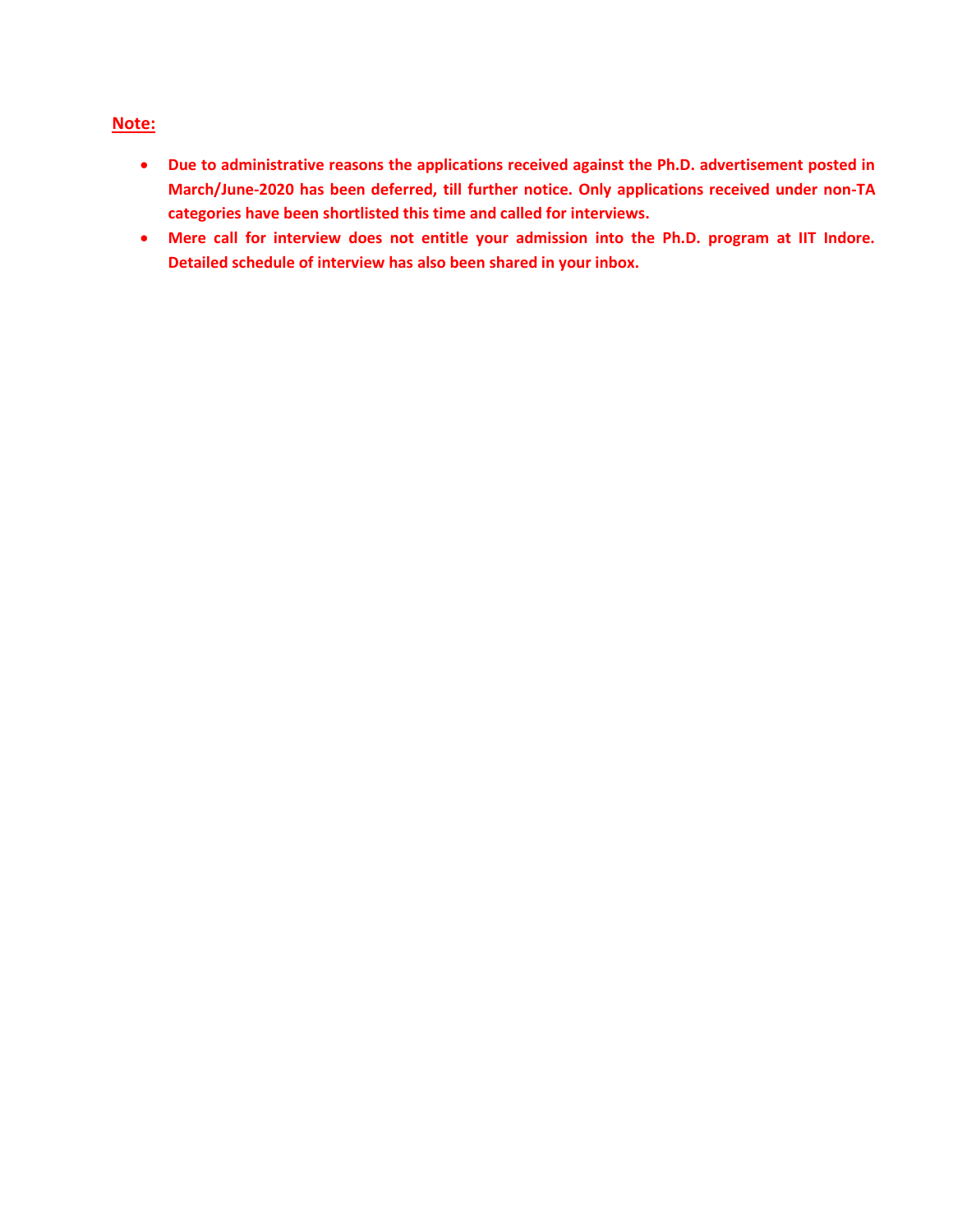**Note:**

- **Due to administrative reasons the applications received against the Ph.D. advertisement posted in March/June-2020 has been deferred, till further notice. Only applications received under non-TA categories have been shortlisted this time and called for interviews.**
- **Mere call for interview does not entitle your admission into the Ph.D. program at IIT Indore. Detailed schedule of interview has also been shared in your inbox.**